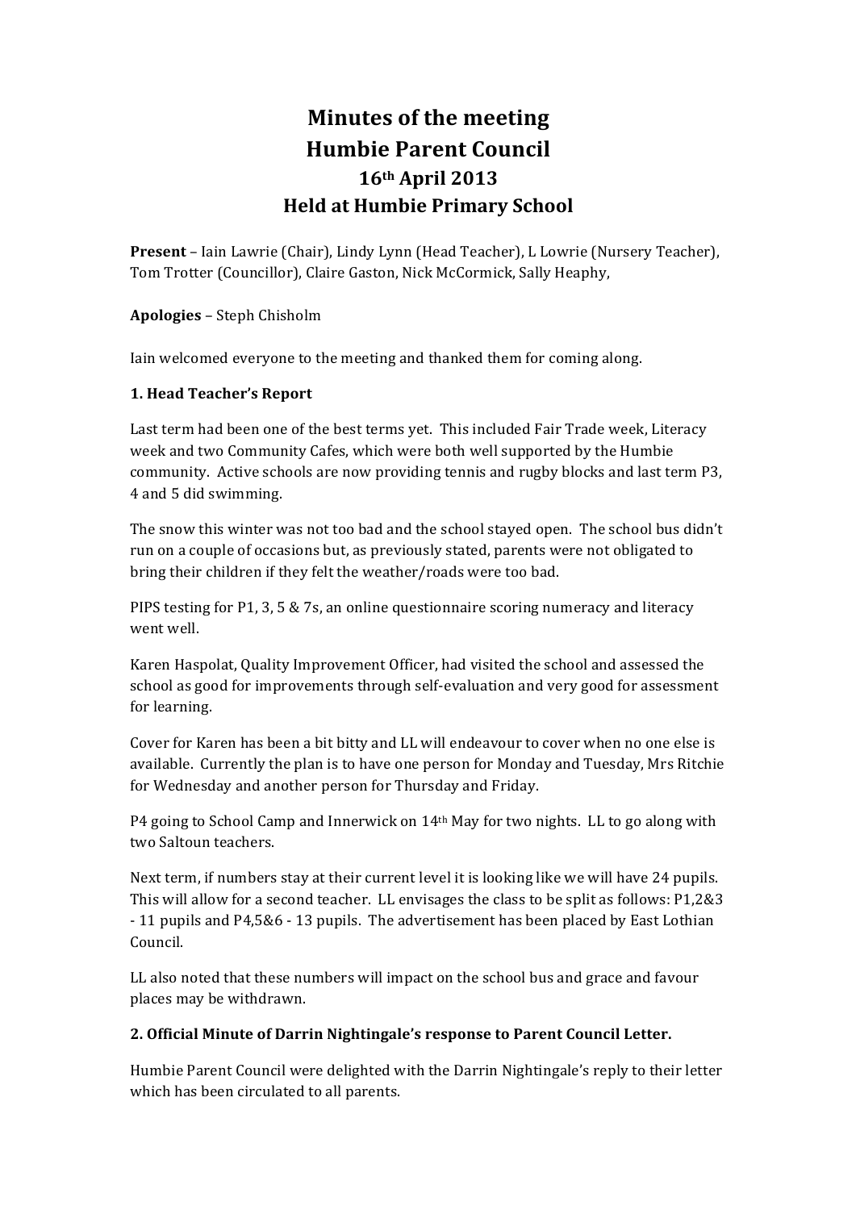# Minutes of the meeting
# Humbie Parent Council
# 16th April 2013
# Held at Humbie Primary School

**Present** – Iain Lawrie (Chair), Lindy Lynn (Head Teacher), L Lowrie (Nursery Teacher), Tom Trotter (Councillor), Claire Gaston, Nick McCormick, Sally Heaphy,

**Apologies** – Steph Chisholm

Iain welcomed everyone to the meeting and thanked them for coming along.

### 1. Head Teacher's Report

Last term had been one of the best terms yet. This included Fair Trade week, Literacy week and two Community Cafes, which were both well supported by the Humbie community. Active schools are now providing tennis and rugby blocks and last term P3, 4 and 5 did swimming.

The snow this winter was not too bad and the school stayed open. The school bus didn't run on a couple of occasions but, as previously stated, parents were not obligated to bring their children if they felt the weather/roads were too bad.

PIPS testing for P1, 3, 5 & 7s, an online questionnaire scoring numeracy and literacy went well.

Karen Haspolat, Quality Improvement Officer, had visited the school and assessed the school as good for improvements through self-evaluation and very good for assessment for learning.

Cover for Karen has been a bit bitty and LL will endeavour to cover when no one else is available. Currently the plan is to have one person for Monday and Tuesday, Mrs Ritchie for Wednesday and another person for Thursday and Friday.

P4 going to School Camp and Innerwick on 14th May for two nights. LL to go along with two Saltoun teachers.

Next term, if numbers stay at their current level it is looking like we will have 24 pupils. This will allow for a second teacher. LL envisages the class to be split as follows: P1,2&3 - 11 pupils and P4,5&6 - 13 pupils. The advertisement has been placed by East Lothian Council.

LL also noted that these numbers will impact on the school bus and grace and favour places may be withdrawn.

### 2. Official Minute of Darrin Nightingale's response to Parent Council Letter.

Humbie Parent Council were delighted with the Darrin Nightingale's reply to their letter which has been circulated to all parents.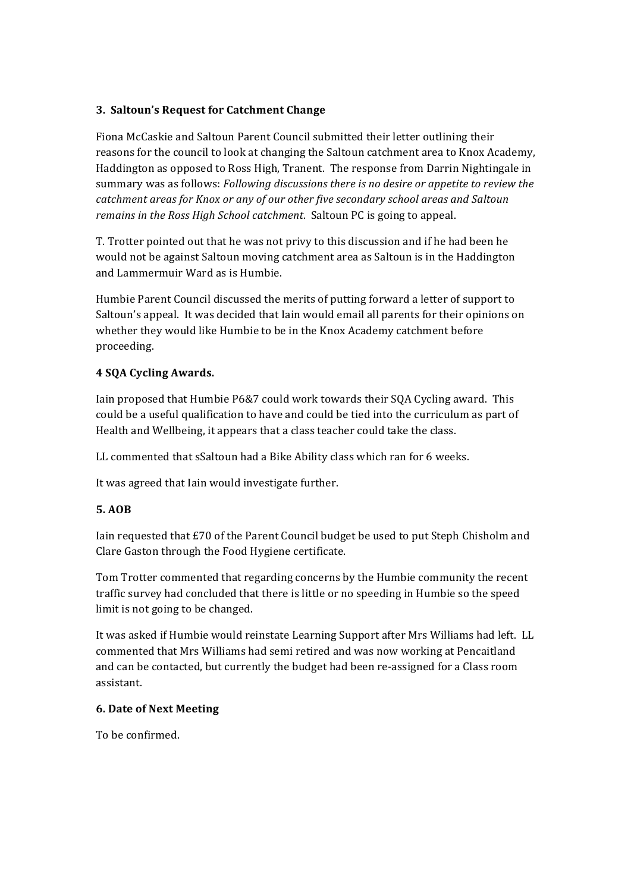### 3. Saltoun's Request for Catchment Change

Fiona McCaskie and Saltoun Parent Council submitted their letter outlining their reasons for the council to look at changing the Saltoun catchment area to Knox Academy, Haddington as opposed to Ross High, Tranent. The response from Darrin Nightingale in summary was as follows: *Following discussions there is no desire or appetite to review the catchment areas for Knox or any of our other five secondary school areas and Saltoun remains in the Ross High School catchment*. Saltoun PC is going to appeal.

T. Trotter pointed out that he was not privy to this discussion and if he had been he would not be against Saltoun moving catchment area as Saltoun is in the Haddington and Lammermuir Ward as is Humbie.

Humbie Parent Council discussed the merits of putting forward a letter of support to Saltoun's appeal. It was decided that Iain would email all parents for their opinions on whether they would like Humbie to be in the Knox Academy catchment before proceeding.

### 4 SQA Cycling Awards.

Iain proposed that Humbie P6&7 could work towards their SQA Cycling award. This could be a useful qualification to have and could be tied into the curriculum as part of Health and Wellbeing, it appears that a class teacher could take the class.

LL commented that sSaltoun had a Bike Ability class which ran for 6 weeks.

It was agreed that Iain would investigate further.

### 5. AOB

Iain requested that £70 of the Parent Council budget be used to put Steph Chisholm and Clare Gaston through the Food Hygiene certificate.

Tom Trotter commented that regarding concerns by the Humbie community the recent traffic survey had concluded that there is little or no speeding in Humbie so the speed limit is not going to be changed.

It was asked if Humbie would reinstate Learning Support after Mrs Williams had left. LL commented that Mrs Williams had semi retired and was now working at Pencaitland and can be contacted, but currently the budget had been re-assigned for a Class room assistant.

### 6. Date of Next Meeting

To be confirmed.